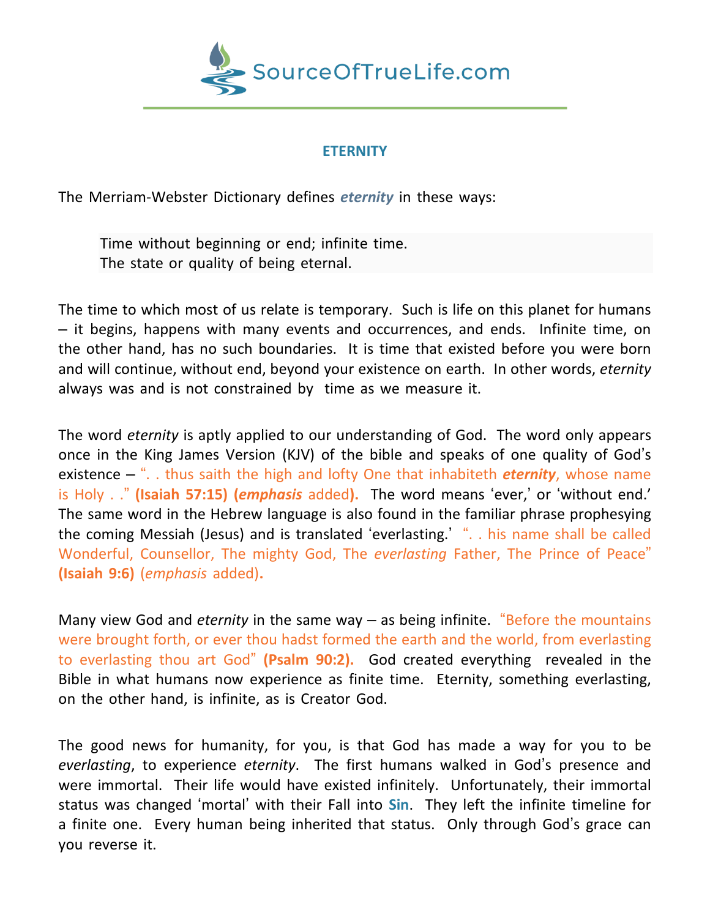SourceOfTrueLife.com

## ETERNITY

The Merriam-Webster Dictionary defines ***eternity*** in these ways:

> Time without beginning or end; infinite time.
> The state or quality of being eternal.

The time to which most of us relate is temporary. Such is life on this planet for humans – it begins, happens with many events and occurrences, and ends. Infinite time, on the other hand, has no such boundaries. It is time that existed before you were born and will continue, without end, beyond your existence on earth. In other words, *eternity* always was and is not constrained by time as we measure it.

The word *eternity* is aptly applied to our understanding of God. The word only appears once in the King James Version (KJV) of the bible and speaks of one quality of God's existence – ". . thus saith the high and lofty One that inhabiteth ***eternity***, whose name is Holy . ." **(Isaiah 57:15) (*emphasis* added).** The word means 'ever,' or 'without end.' The same word in the Hebrew language is also found in the familiar phrase prophesying the coming Messiah (Jesus) and is translated 'everlasting.' ". . his name shall be called Wonderful, Counsellor, The mighty God, The *everlasting* Father, The Prince of Peace" **(Isaiah 9:6)** (*emphasis* added)**.**

Many view God and *eternity* in the same way – as being infinite. "Before the mountains were brought forth, or ever thou hadst formed the earth and the world, from everlasting to everlasting thou art God" **(Psalm 90:2).** God created everything revealed in the Bible in what humans now experience as finite time. Eternity, something everlasting, on the other hand, is infinite, as is Creator God.

The good news for humanity, for you, is that God has made a way for you to be *everlasting*, to experience *eternity*. The first humans walked in God's presence and were immortal. Their life would have existed infinitely. Unfortunately, their immortal status was changed 'mortal' with their Fall into **Sin**. They left the infinite timeline for a finite one. Every human being inherited that status. Only through God's grace can you reverse it.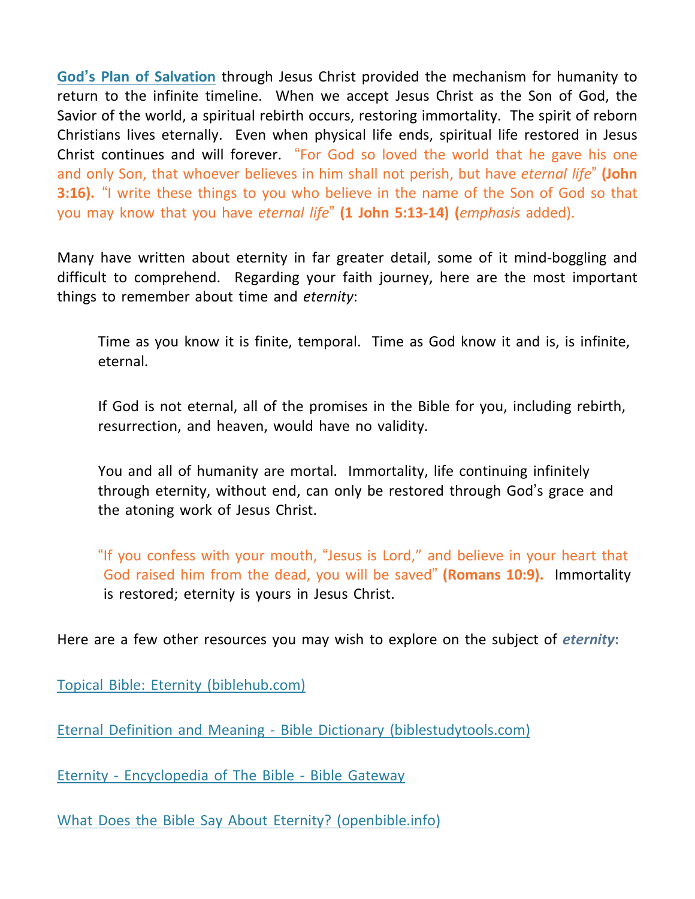**God's Plan of Salvation** through Jesus Christ provided the mechanism for humanity to return to the infinite timeline. When we accept Jesus Christ as the Son of God, the Savior of the world, a spiritual rebirth occurs, restoring immortality. The spirit of reborn Christians lives eternally. Even when physical life ends, spiritual life restored in Jesus Christ continues and will forever. "For God so loved the world that he gave his one and only Son, that whoever believes in him shall not perish, but have *eternal life*" **(John 3:16).** "I write these things to you who believe in the name of the Son of God so that you may know that you have *eternal life*" **(1 John 5:13-14) (***emphasis* added).

Many have written about eternity in far greater detail, some of it mind-boggling and difficult to comprehend. Regarding your faith journey, here are the most important things to remember about time and *eternity*:

> Time as you know it is finite, temporal. Time as God know it and is, is infinite, eternal.
>
> If God is not eternal, all of the promises in the Bible for you, including rebirth, resurrection, and heaven, would have no validity.
>
> You and all of humanity are mortal. Immortality, life continuing infinitely through eternity, without end, can only be restored through God's grace and the atoning work of Jesus Christ.
>
> "If you confess with your mouth, "Jesus is Lord," and believe in your heart that God raised him from the dead, you will be saved" **(Romans 10:9).** Immortality is restored; eternity is yours in Jesus Christ.

Here are a few other resources you may wish to explore on the subject of ***eternity*:**

Topical Bible: Eternity (biblehub.com)

Eternal Definition and Meaning - Bible Dictionary (biblestudytools.com)

Eternity - Encyclopedia of The Bible - Bible Gateway

What Does the Bible Say About Eternity? (openbible.info)